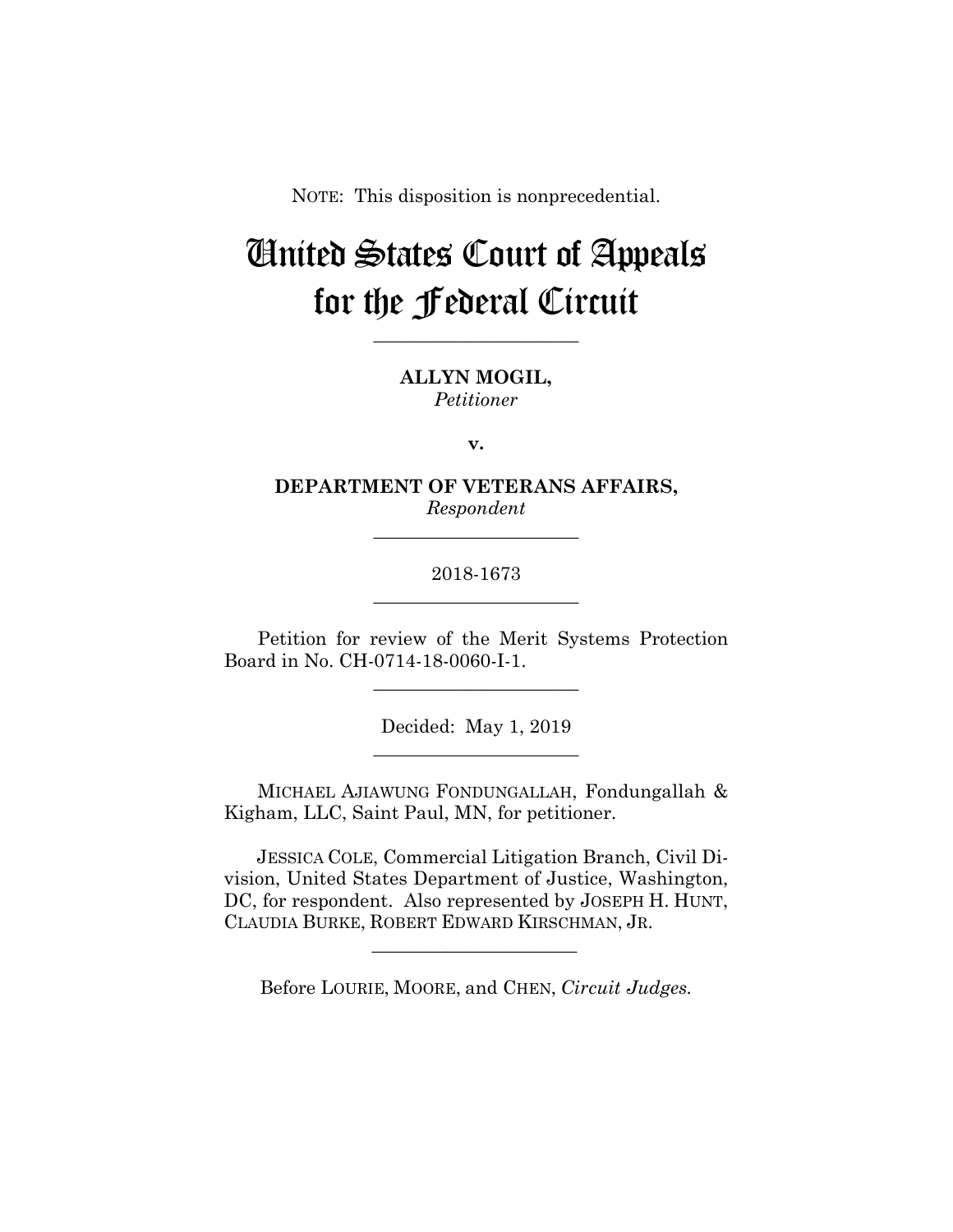NOTE: This disposition is nonprecedential.

# United States Court of Appeals for the Federal Circuit

______________________

**ALLYN MOGIL,**
*Petitioner*

**v.**

**DEPARTMENT OF VETERANS AFFAIRS,**
*Respondent*

______________________

2018-1673

______________________

Petition for review of the Merit Systems Protection Board in No. CH-0714-18-0060-I-1.

______________________

Decided: May 1, 2019

______________________

MICHAEL AJIAWUNG FONDUNGALLAH, Fondungallah & Kigham, LLC, Saint Paul, MN, for petitioner.

JESSICA COLE, Commercial Litigation Branch, Civil Division, United States Department of Justice, Washington, DC, for respondent. Also represented by JOSEPH H. HUNT, CLAUDIA BURKE, ROBERT EDWARD KIRSCHMAN, JR.

______________________

Before LOURIE, MOORE, and CHEN, *Circuit Judges.*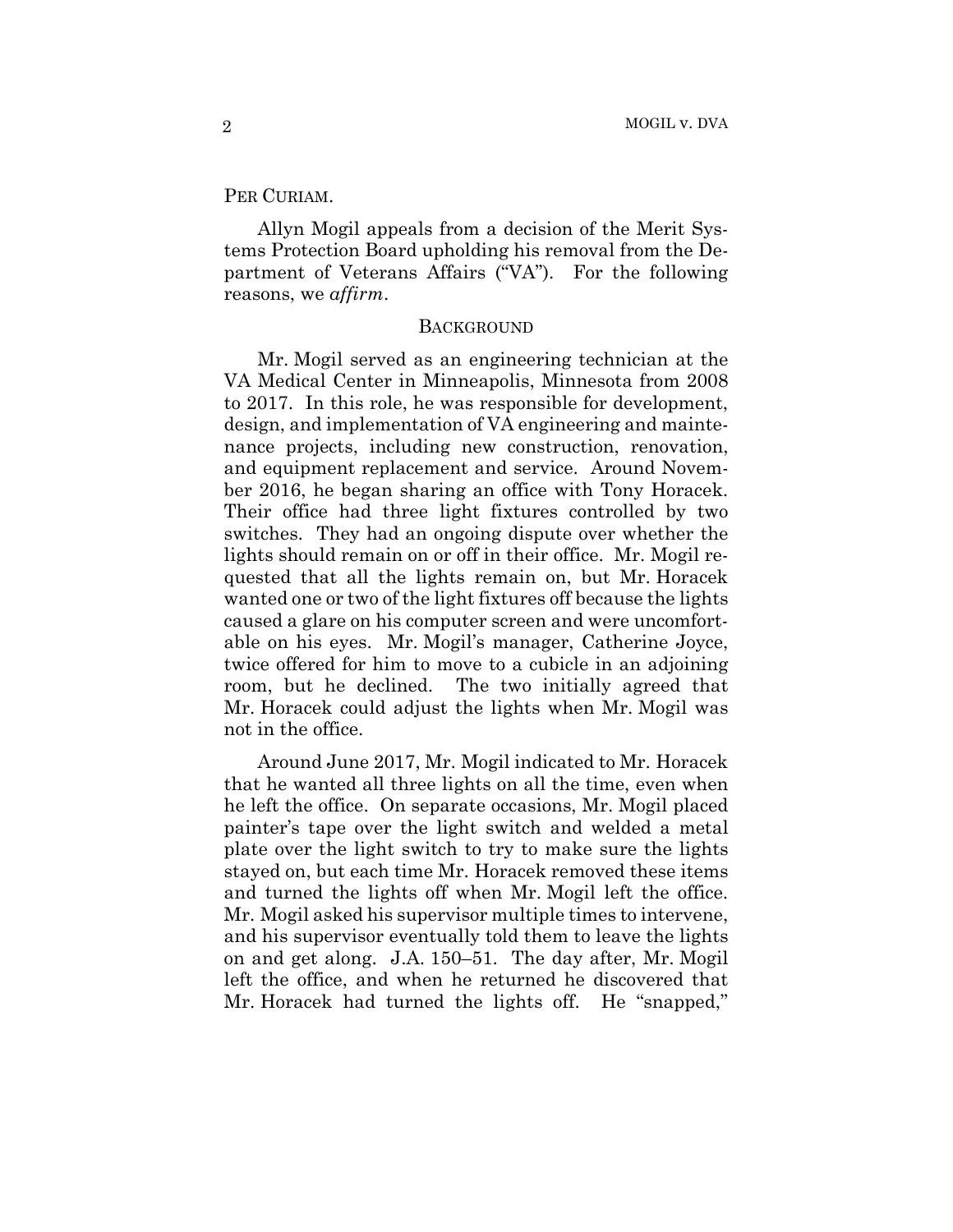PER CURIAM.

Allyn Mogil appeals from a decision of the Merit Systems Protection Board upholding his removal from the Department of Veterans Affairs ("VA"). For the following reasons, we *affirm*.

## BACKGROUND

Mr. Mogil served as an engineering technician at the VA Medical Center in Minneapolis, Minnesota from 2008 to 2017. In this role, he was responsible for development, design, and implementation of VA engineering and maintenance projects, including new construction, renovation, and equipment replacement and service. Around November 2016, he began sharing an office with Tony Horacek. Their office had three light fixtures controlled by two switches. They had an ongoing dispute over whether the lights should remain on or off in their office. Mr. Mogil requested that all the lights remain on, but Mr. Horacek wanted one or two of the light fixtures off because the lights caused a glare on his computer screen and were uncomfortable on his eyes. Mr. Mogil's manager, Catherine Joyce, twice offered for him to move to a cubicle in an adjoining room, but he declined. The two initially agreed that Mr. Horacek could adjust the lights when Mr. Mogil was not in the office.

Around June 2017, Mr. Mogil indicated to Mr. Horacek that he wanted all three lights on all the time, even when he left the office. On separate occasions, Mr. Mogil placed painter's tape over the light switch and welded a metal plate over the light switch to try to make sure the lights stayed on, but each time Mr. Horacek removed these items and turned the lights off when Mr. Mogil left the office. Mr. Mogil asked his supervisor multiple times to intervene, and his supervisor eventually told them to leave the lights on and get along. J.A. 150–51. The day after, Mr. Mogil left the office, and when he returned he discovered that Mr. Horacek had turned the lights off. He "snapped,"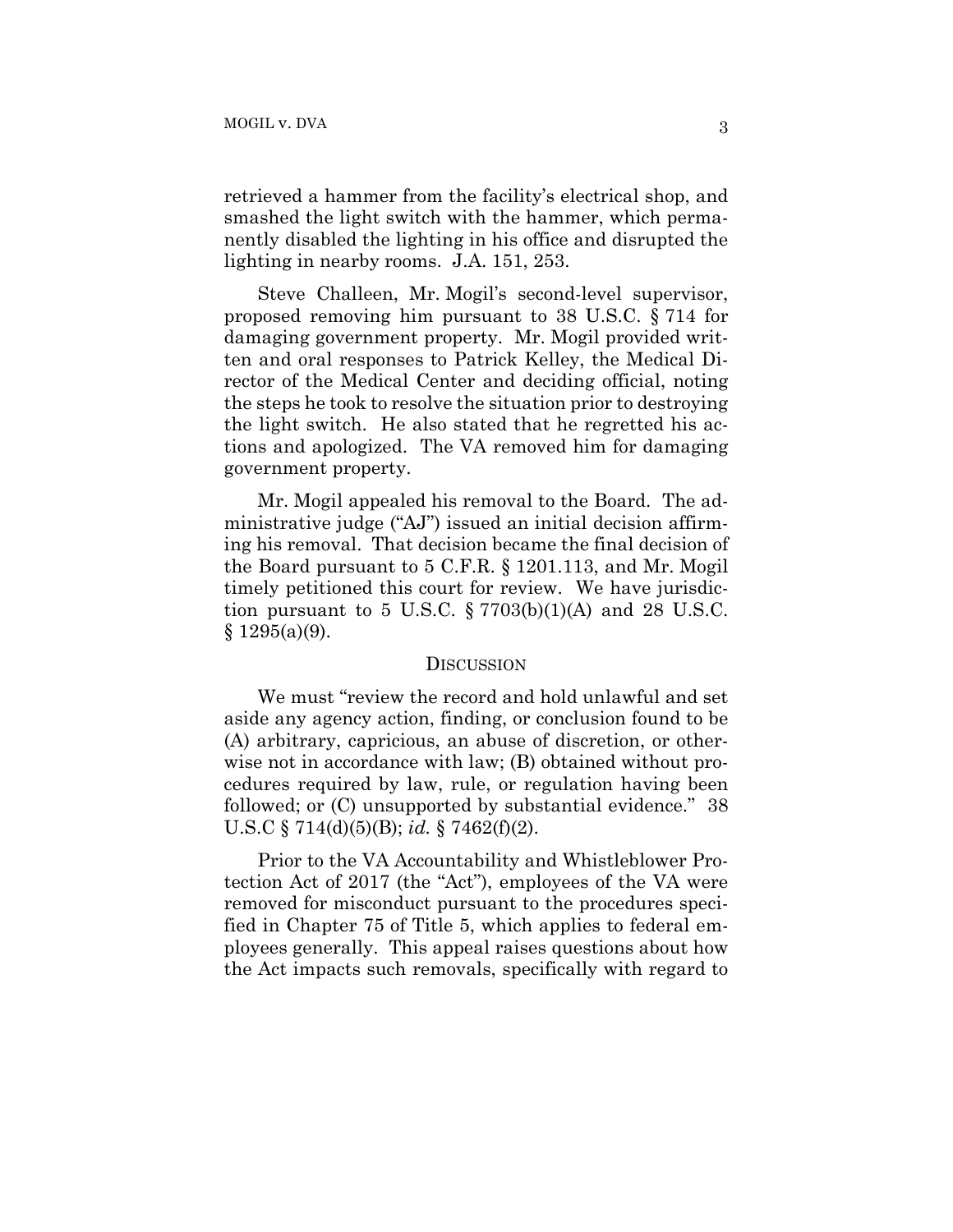retrieved a hammer from the facility's electrical shop, and smashed the light switch with the hammer, which permanently disabled the lighting in his office and disrupted the lighting in nearby rooms. J.A. 151, 253.

Steve Challeen, Mr. Mogil's second-level supervisor, proposed removing him pursuant to 38 U.S.C. § 714 for damaging government property. Mr. Mogil provided written and oral responses to Patrick Kelley, the Medical Director of the Medical Center and deciding official, noting the steps he took to resolve the situation prior to destroying the light switch. He also stated that he regretted his actions and apologized. The VA removed him for damaging government property.

Mr. Mogil appealed his removal to the Board. The administrative judge ("AJ") issued an initial decision affirming his removal. That decision became the final decision of the Board pursuant to 5 C.F.R. § 1201.113, and Mr. Mogil timely petitioned this court for review. We have jurisdiction pursuant to 5 U.S.C. § 7703(b)(1)(A) and 28 U.S.C. § 1295(a)(9).

## DISCUSSION

We must "review the record and hold unlawful and set aside any agency action, finding, or conclusion found to be (A) arbitrary, capricious, an abuse of discretion, or otherwise not in accordance with law; (B) obtained without procedures required by law, rule, or regulation having been followed; or (C) unsupported by substantial evidence." 38 U.S.C § 714(d)(5)(B); *id.* § 7462(f)(2).

Prior to the VA Accountability and Whistleblower Protection Act of 2017 (the "Act"), employees of the VA were removed for misconduct pursuant to the procedures specified in Chapter 75 of Title 5, which applies to federal employees generally. This appeal raises questions about how the Act impacts such removals, specifically with regard to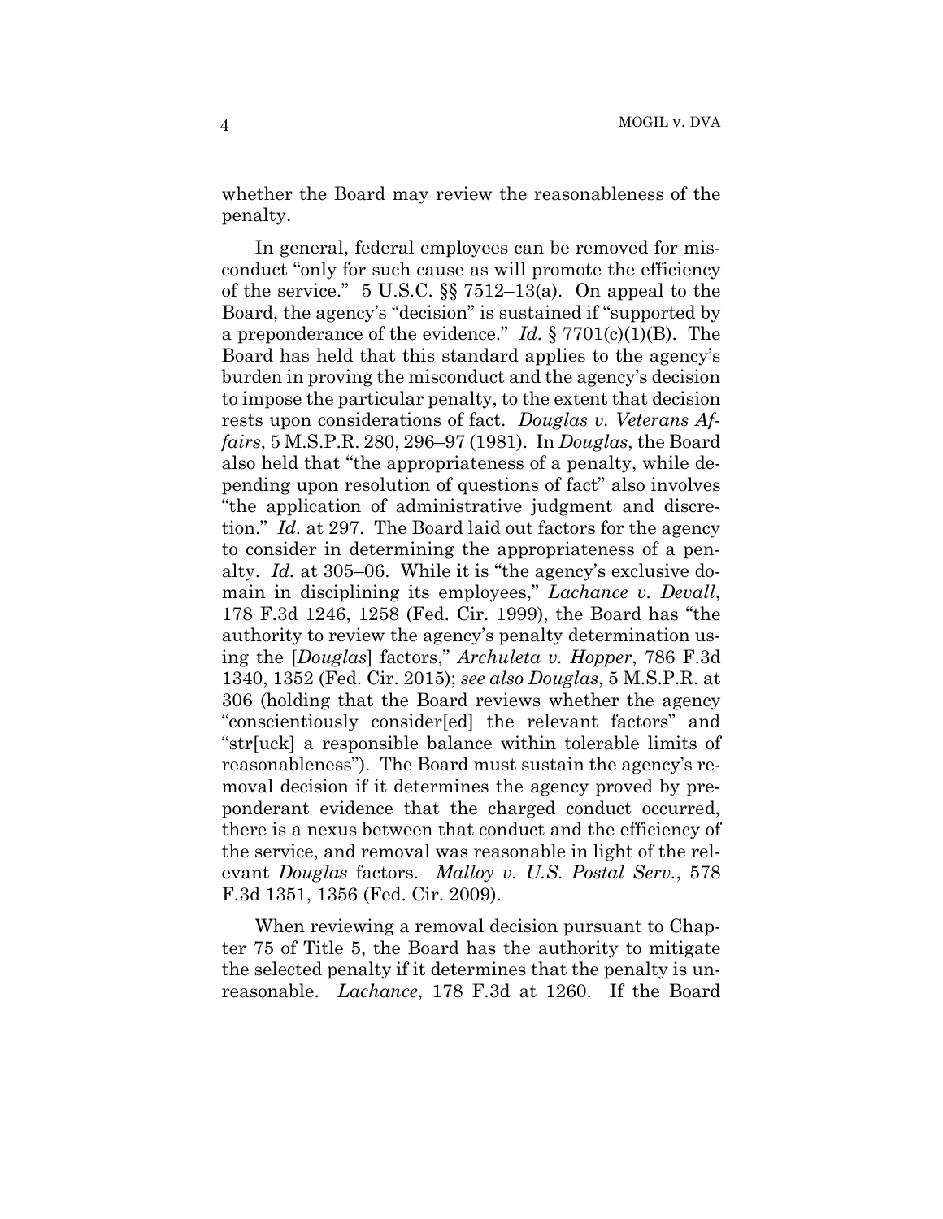whether the Board may review the reasonableness of the penalty.

In general, federal employees can be removed for misconduct "only for such cause as will promote the efficiency of the service." 5 U.S.C. §§ 7512–13(a). On appeal to the Board, the agency's "decision" is sustained if "supported by a preponderance of the evidence." *Id.* § 7701(c)(1)(B). The Board has held that this standard applies to the agency's burden in proving the misconduct and the agency's decision to impose the particular penalty, to the extent that decision rests upon considerations of fact. *Douglas v. Veterans Affairs*, 5 M.S.P.R. 280, 296–97 (1981). In *Douglas*, the Board also held that "the appropriateness of a penalty, while depending upon resolution of questions of fact" also involves "the application of administrative judgment and discretion." *Id.* at 297. The Board laid out factors for the agency to consider in determining the appropriateness of a penalty. *Id.* at 305–06. While it is "the agency's exclusive domain in disciplining its employees," *Lachance v. Devall*, 178 F.3d 1246, 1258 (Fed. Cir. 1999), the Board has "the authority to review the agency's penalty determination using the [*Douglas*] factors," *Archuleta v. Hopper*, 786 F.3d 1340, 1352 (Fed. Cir. 2015); *see also Douglas*, 5 M.S.P.R. at 306 (holding that the Board reviews whether the agency "conscientiously consider[ed] the relevant factors" and "str[uck] a responsible balance within tolerable limits of reasonableness"). The Board must sustain the agency's removal decision if it determines the agency proved by preponderant evidence that the charged conduct occurred, there is a nexus between that conduct and the efficiency of the service, and removal was reasonable in light of the relevant *Douglas* factors. *Malloy v. U.S. Postal Serv.*, 578 F.3d 1351, 1356 (Fed. Cir. 2009).

When reviewing a removal decision pursuant to Chapter 75 of Title 5, the Board has the authority to mitigate the selected penalty if it determines that the penalty is unreasonable. *Lachance*, 178 F.3d at 1260. If the Board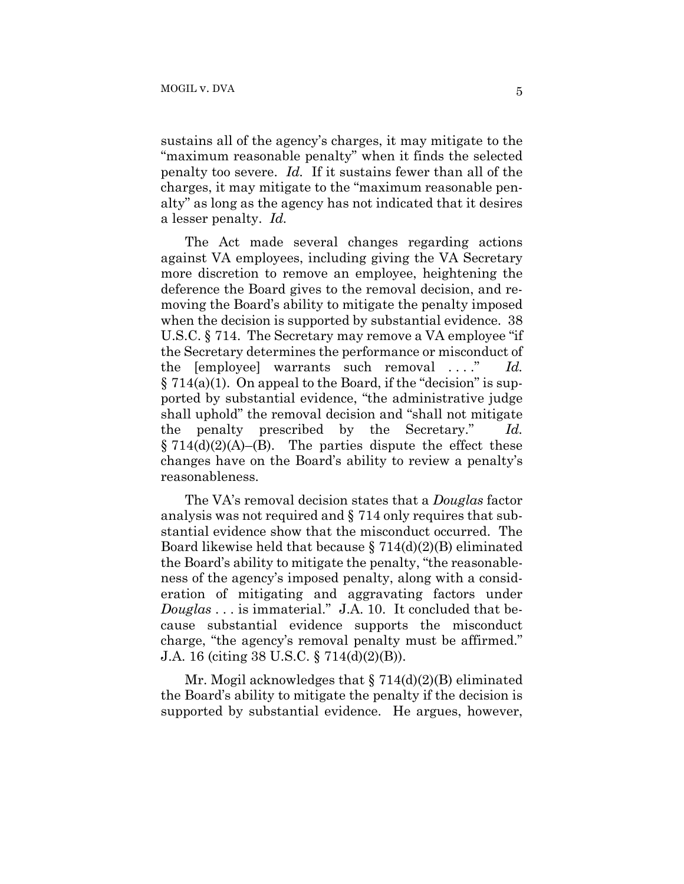sustains all of the agency's charges, it may mitigate to the "maximum reasonable penalty" when it finds the selected penalty too severe. *Id.* If it sustains fewer than all of the charges, it may mitigate to the "maximum reasonable penalty" as long as the agency has not indicated that it desires a lesser penalty. *Id.*

The Act made several changes regarding actions against VA employees, including giving the VA Secretary more discretion to remove an employee, heightening the deference the Board gives to the removal decision, and removing the Board's ability to mitigate the penalty imposed when the decision is supported by substantial evidence. 38 U.S.C. § 714. The Secretary may remove a VA employee "if the Secretary determines the performance or misconduct of the [employee] warrants such removal . . . ." *Id.* § 714(a)(1). On appeal to the Board, if the "decision" is supported by substantial evidence, "the administrative judge shall uphold" the removal decision and "shall not mitigate the penalty prescribed by the Secretary." *Id.* § 714(d)(2)(A)–(B). The parties dispute the effect these changes have on the Board's ability to review a penalty's reasonableness.

The VA's removal decision states that a *Douglas* factor analysis was not required and § 714 only requires that substantial evidence show that the misconduct occurred. The Board likewise held that because § 714(d)(2)(B) eliminated the Board's ability to mitigate the penalty, "the reasonableness of the agency's imposed penalty, along with a consideration of mitigating and aggravating factors under *Douglas* . . . is immaterial." J.A. 10. It concluded that because substantial evidence supports the misconduct charge, "the agency's removal penalty must be affirmed." J.A. 16 (citing 38 U.S.C. § 714(d)(2)(B)).

Mr. Mogil acknowledges that § 714(d)(2)(B) eliminated the Board's ability to mitigate the penalty if the decision is supported by substantial evidence. He argues, however,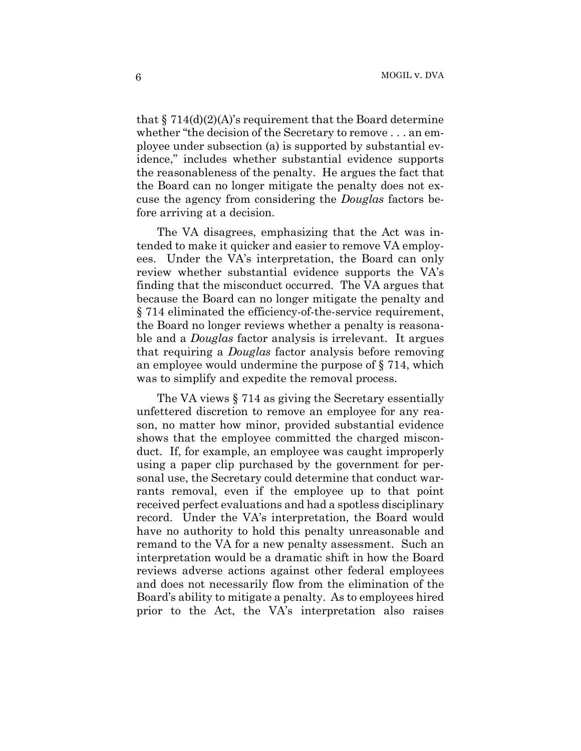that § 714(d)(2)(A)'s requirement that the Board determine whether "the decision of the Secretary to remove . . . an employee under subsection (a) is supported by substantial evidence," includes whether substantial evidence supports the reasonableness of the penalty. He argues the fact that the Board can no longer mitigate the penalty does not excuse the agency from considering the *Douglas* factors before arriving at a decision.

The VA disagrees, emphasizing that the Act was intended to make it quicker and easier to remove VA employees. Under the VA's interpretation, the Board can only review whether substantial evidence supports the VA's finding that the misconduct occurred. The VA argues that because the Board can no longer mitigate the penalty and § 714 eliminated the efficiency-of-the-service requirement, the Board no longer reviews whether a penalty is reasonable and a *Douglas* factor analysis is irrelevant. It argues that requiring a *Douglas* factor analysis before removing an employee would undermine the purpose of § 714, which was to simplify and expedite the removal process.

The VA views § 714 as giving the Secretary essentially unfettered discretion to remove an employee for any reason, no matter how minor, provided substantial evidence shows that the employee committed the charged misconduct. If, for example, an employee was caught improperly using a paper clip purchased by the government for personal use, the Secretary could determine that conduct warrants removal, even if the employee up to that point received perfect evaluations and had a spotless disciplinary record. Under the VA's interpretation, the Board would have no authority to hold this penalty unreasonable and remand to the VA for a new penalty assessment. Such an interpretation would be a dramatic shift in how the Board reviews adverse actions against other federal employees and does not necessarily flow from the elimination of the Board's ability to mitigate a penalty. As to employees hired prior to the Act, the VA's interpretation also raises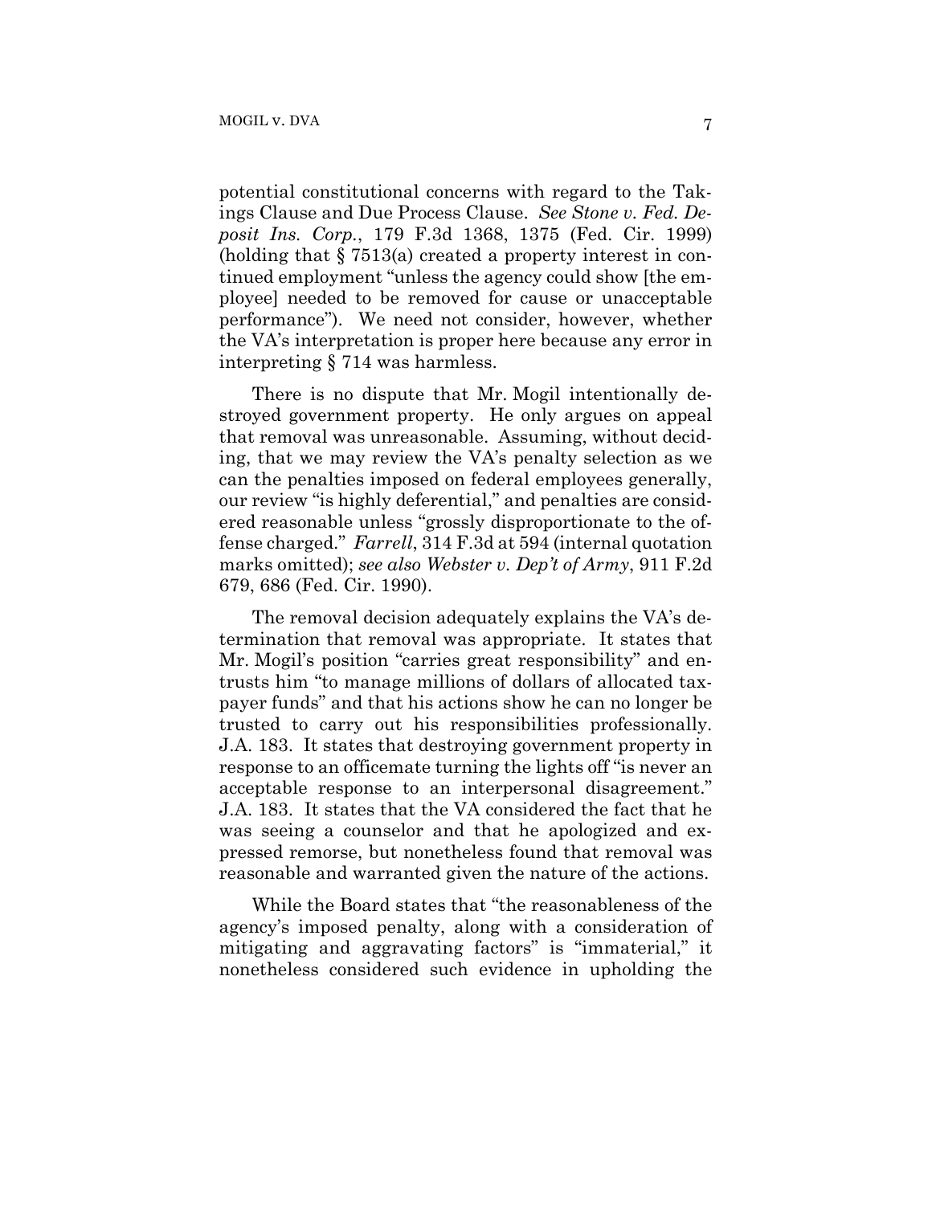potential constitutional concerns with regard to the Takings Clause and Due Process Clause. *See Stone v. Fed. Deposit Ins. Corp.*, 179 F.3d 1368, 1375 (Fed. Cir. 1999) (holding that § 7513(a) created a property interest in continued employment "unless the agency could show [the employee] needed to be removed for cause or unacceptable performance"). We need not consider, however, whether the VA's interpretation is proper here because any error in interpreting § 714 was harmless.

There is no dispute that Mr. Mogil intentionally destroyed government property. He only argues on appeal that removal was unreasonable. Assuming, without deciding, that we may review the VA's penalty selection as we can the penalties imposed on federal employees generally, our review "is highly deferential," and penalties are considered reasonable unless "grossly disproportionate to the offense charged." *Farrell*, 314 F.3d at 594 (internal quotation marks omitted); *see also Webster v. Dep't of Army*, 911 F.2d 679, 686 (Fed. Cir. 1990).

The removal decision adequately explains the VA's determination that removal was appropriate. It states that Mr. Mogil's position "carries great responsibility" and entrusts him "to manage millions of dollars of allocated taxpayer funds" and that his actions show he can no longer be trusted to carry out his responsibilities professionally. J.A. 183. It states that destroying government property in response to an officemate turning the lights off "is never an acceptable response to an interpersonal disagreement." J.A. 183. It states that the VA considered the fact that he was seeing a counselor and that he apologized and expressed remorse, but nonetheless found that removal was reasonable and warranted given the nature of the actions.

While the Board states that "the reasonableness of the agency's imposed penalty, along with a consideration of mitigating and aggravating factors" is "immaterial," it nonetheless considered such evidence in upholding the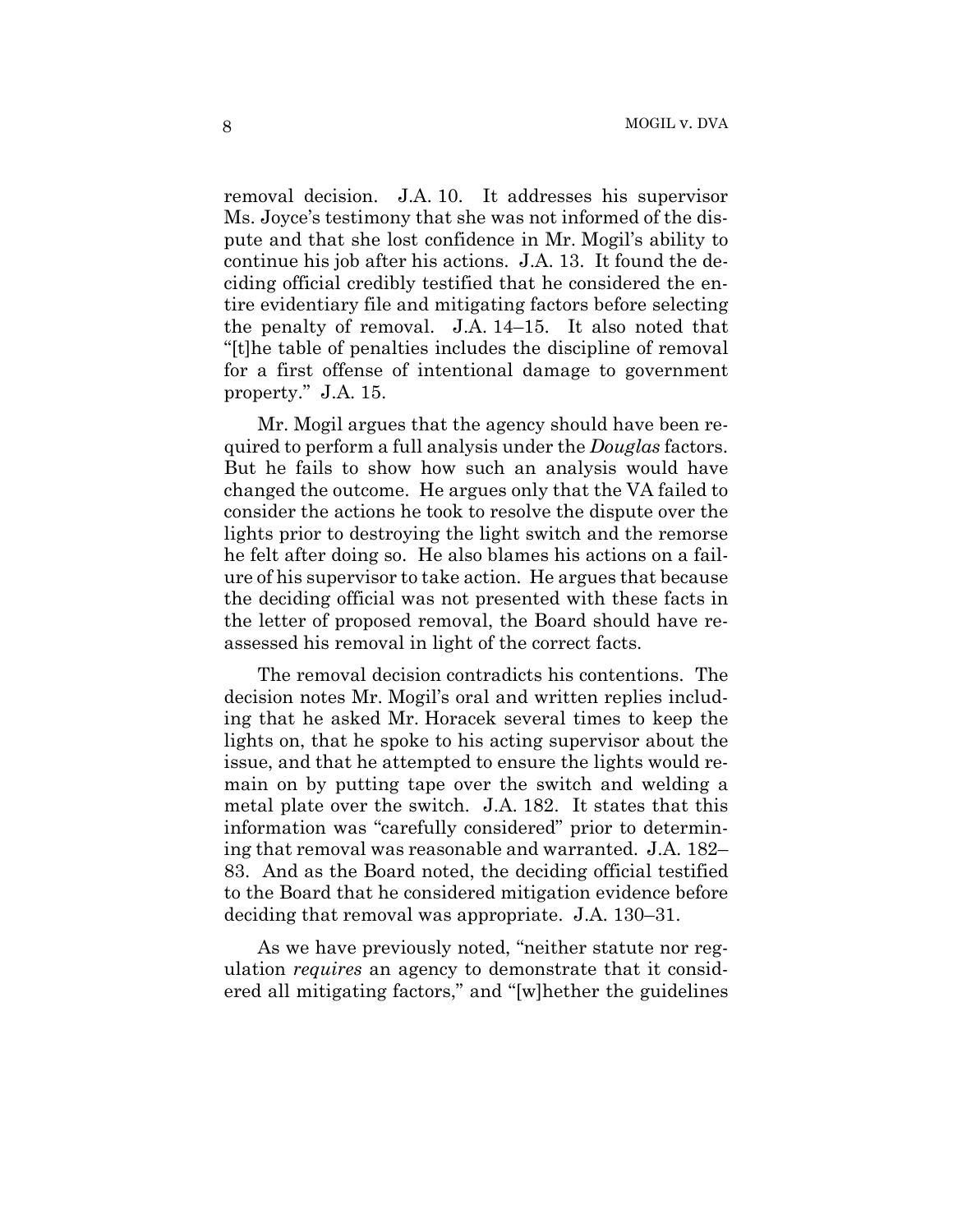removal decision. J.A. 10. It addresses his supervisor Ms. Joyce's testimony that she was not informed of the dispute and that she lost confidence in Mr. Mogil's ability to continue his job after his actions. J.A. 13. It found the deciding official credibly testified that he considered the entire evidentiary file and mitigating factors before selecting the penalty of removal. J.A. 14–15. It also noted that "[t]he table of penalties includes the discipline of removal for a first offense of intentional damage to government property." J.A. 15.

Mr. Mogil argues that the agency should have been required to perform a full analysis under the *Douglas* factors. But he fails to show how such an analysis would have changed the outcome. He argues only that the VA failed to consider the actions he took to resolve the dispute over the lights prior to destroying the light switch and the remorse he felt after doing so. He also blames his actions on a failure of his supervisor to take action. He argues that because the deciding official was not presented with these facts in the letter of proposed removal, the Board should have reassessed his removal in light of the correct facts.

The removal decision contradicts his contentions. The decision notes Mr. Mogil's oral and written replies including that he asked Mr. Horacek several times to keep the lights on, that he spoke to his acting supervisor about the issue, and that he attempted to ensure the lights would remain on by putting tape over the switch and welding a metal plate over the switch. J.A. 182. It states that this information was "carefully considered" prior to determining that removal was reasonable and warranted. J.A. 182–83. And as the Board noted, the deciding official testified to the Board that he considered mitigation evidence before deciding that removal was appropriate. J.A. 130–31.

As we have previously noted, "neither statute nor regulation *requires* an agency to demonstrate that it considered all mitigating factors," and "[w]hether the guidelines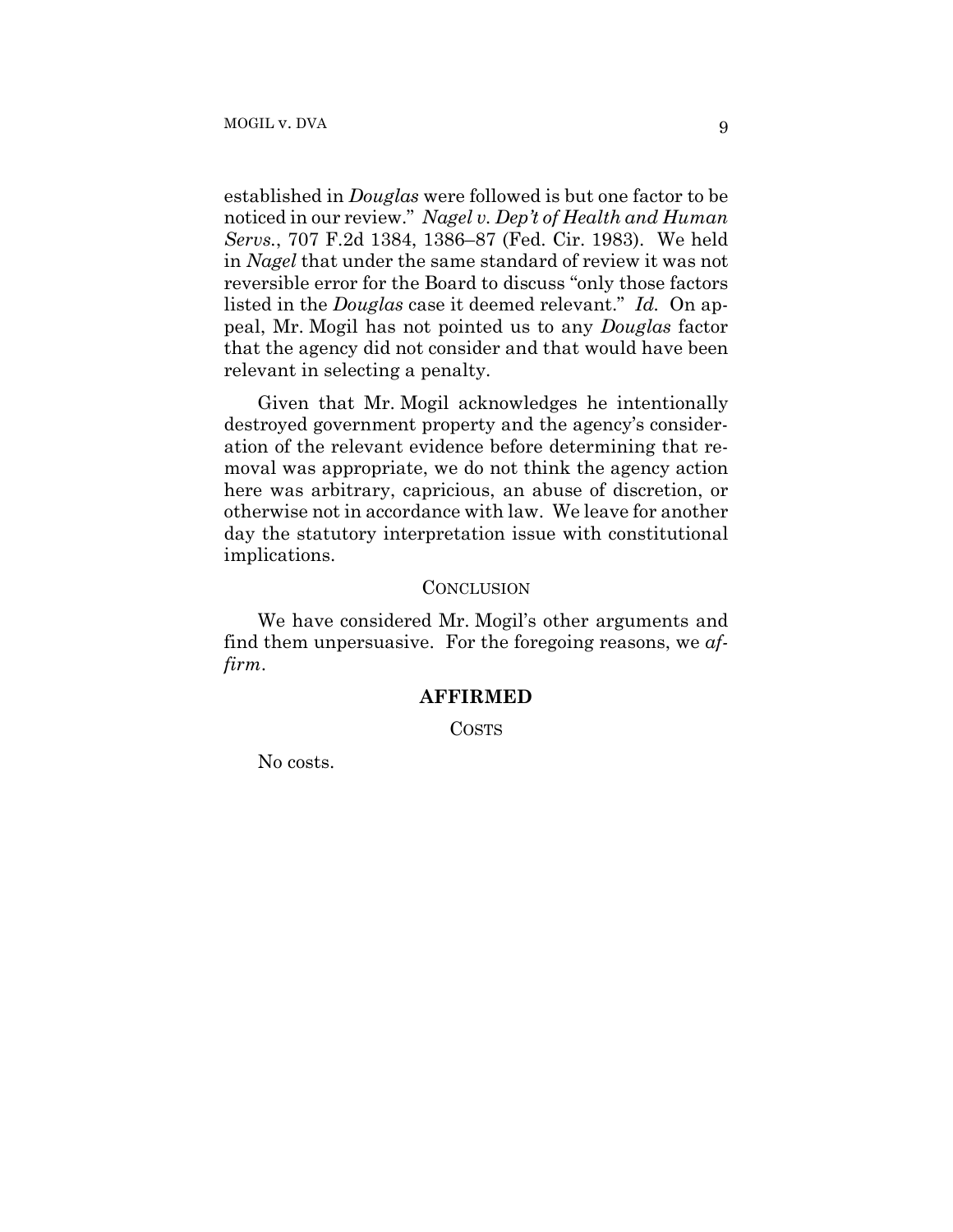established in *Douglas* were followed is but one factor to be noticed in our review." *Nagel v. Dep't of Health and Human Servs.*, 707 F.2d 1384, 1386–87 (Fed. Cir. 1983). We held in *Nagel* that under the same standard of review it was not reversible error for the Board to discuss "only those factors listed in the *Douglas* case it deemed relevant." *Id.* On appeal, Mr. Mogil has not pointed us to any *Douglas* factor that the agency did not consider and that would have been relevant in selecting a penalty.

Given that Mr. Mogil acknowledges he intentionally destroyed government property and the agency's consideration of the relevant evidence before determining that removal was appropriate, we do not think the agency action here was arbitrary, capricious, an abuse of discretion, or otherwise not in accordance with law. We leave for another day the statutory interpretation issue with constitutional implications.

## CONCLUSION

We have considered Mr. Mogil's other arguments and find them unpersuasive. For the foregoing reasons, we *affirm*.

**AFFIRMED**

COSTS

No costs.